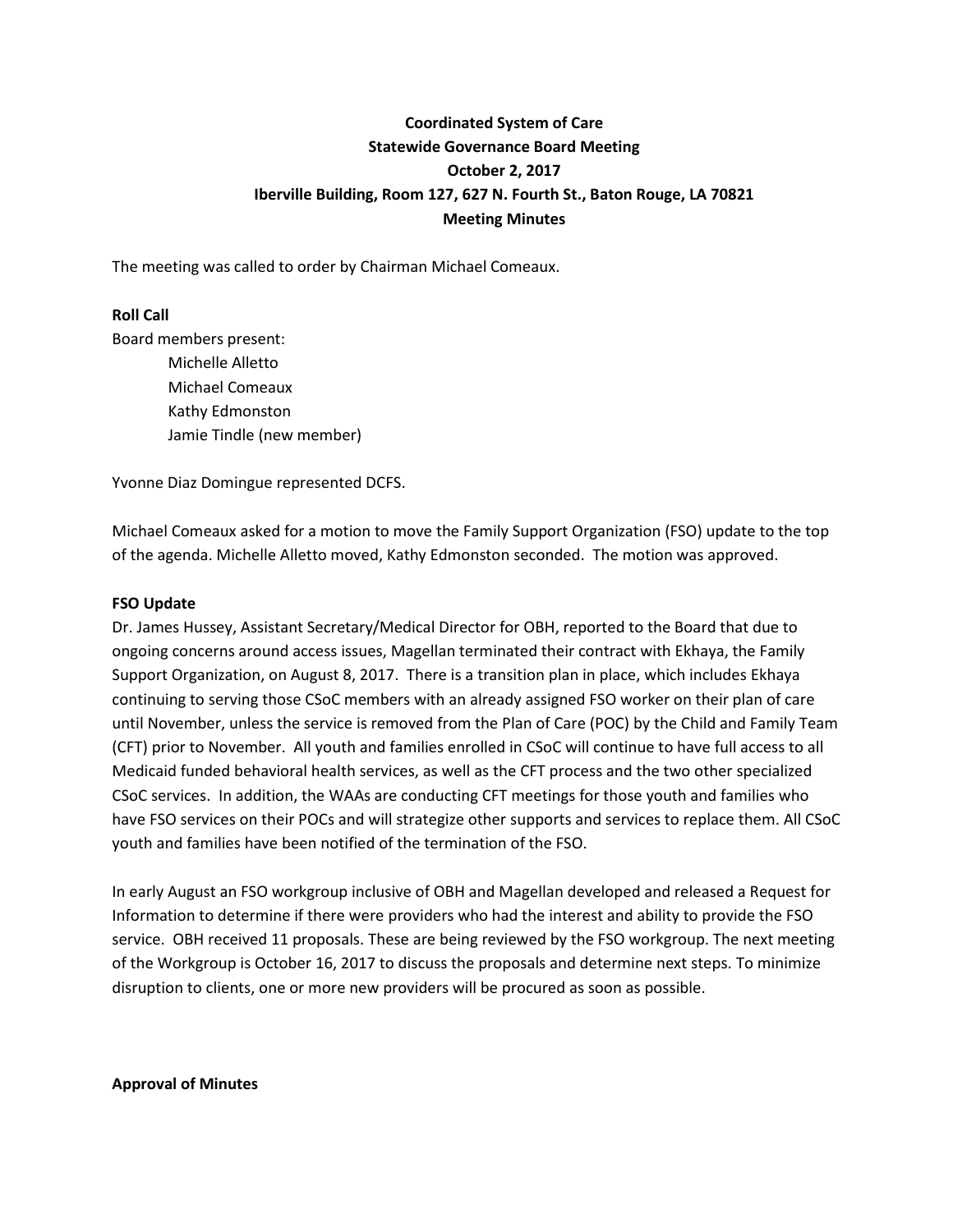**Coordinated System of Care**
**Statewide Governance Board Meeting**
**October 2, 2017**
**Iberville Building, Room 127, 627 N. Fourth St., Baton Rouge, LA 70821**
**Meeting Minutes**

The meeting was called to order by Chairman Michael Comeaux.

**Roll Call**

Board members present:

- Michelle Alletto
- Michael Comeaux
- Kathy Edmonston
- Jamie Tindle (new member)

Yvonne Diaz Domingue represented DCFS.

Michael Comeaux asked for a motion to move the Family Support Organization (FSO) update to the top of the agenda. Michelle Alletto moved, Kathy Edmonston seconded. The motion was approved.

**FSO Update**

Dr. James Hussey, Assistant Secretary/Medical Director for OBH, reported to the Board that due to ongoing concerns around access issues, Magellan terminated their contract with Ekhaya, the Family Support Organization, on August 8, 2017. There is a transition plan in place, which includes Ekhaya continuing to serving those CSoC members with an already assigned FSO worker on their plan of care until November, unless the service is removed from the Plan of Care (POC) by the Child and Family Team (CFT) prior to November. All youth and families enrolled in CSoC will continue to have full access to all Medicaid funded behavioral health services, as well as the CFT process and the two other specialized CSoC services. In addition, the WAAs are conducting CFT meetings for those youth and families who have FSO services on their POCs and will strategize other supports and services to replace them. All CSoC youth and families have been notified of the termination of the FSO.

In early August an FSO workgroup inclusive of OBH and Magellan developed and released a Request for Information to determine if there were providers who had the interest and ability to provide the FSO service. OBH received 11 proposals. These are being reviewed by the FSO workgroup. The next meeting of the Workgroup is October 16, 2017 to discuss the proposals and determine next steps. To minimize disruption to clients, one or more new providers will be procured as soon as possible.

**Approval of Minutes**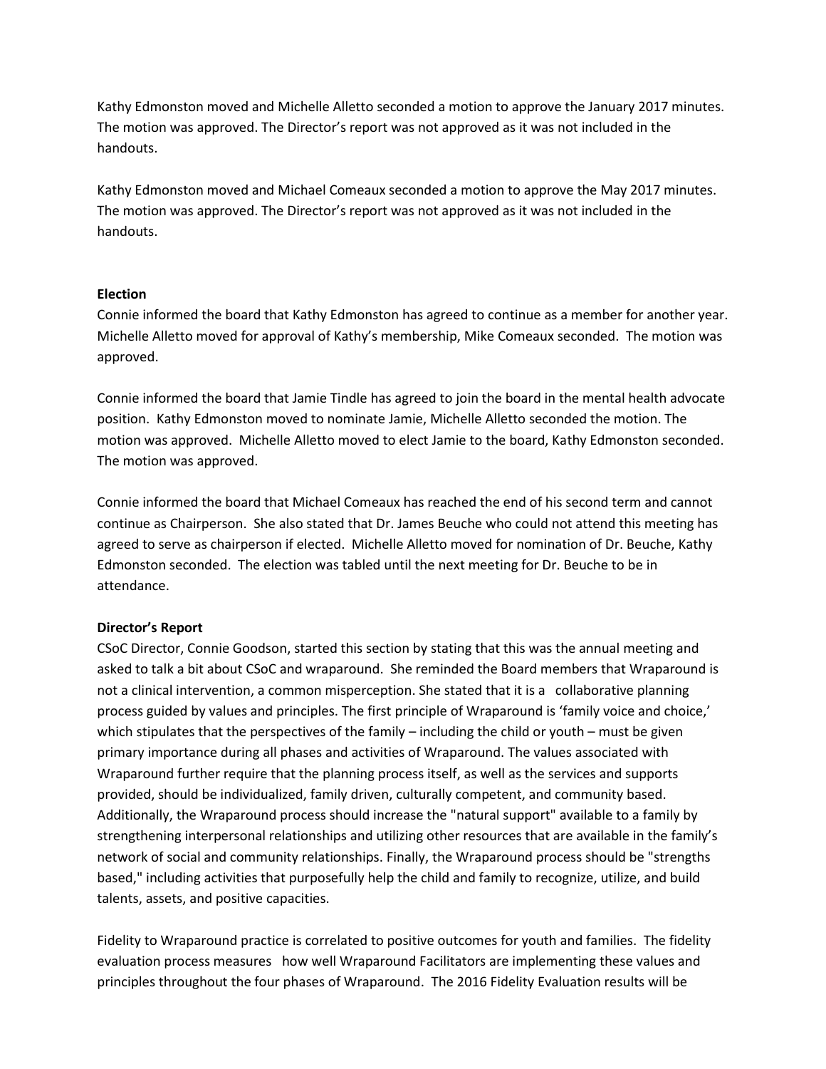Kathy Edmonston moved and Michelle Alletto seconded a motion to approve the January 2017 minutes. The motion was approved. The Director's report was not approved as it was not included in the handouts.

Kathy Edmonston moved and Michael Comeaux seconded a motion to approve the May 2017 minutes. The motion was approved. The Director's report was not approved as it was not included in the handouts.

**Election**

Connie informed the board that Kathy Edmonston has agreed to continue as a member for another year. Michelle Alletto moved for approval of Kathy's membership, Mike Comeaux seconded. The motion was approved.

Connie informed the board that Jamie Tindle has agreed to join the board in the mental health advocate position. Kathy Edmonston moved to nominate Jamie, Michelle Alletto seconded the motion. The motion was approved. Michelle Alletto moved to elect Jamie to the board, Kathy Edmonston seconded. The motion was approved.

Connie informed the board that Michael Comeaux has reached the end of his second term and cannot continue as Chairperson. She also stated that Dr. James Beuche who could not attend this meeting has agreed to serve as chairperson if elected. Michelle Alletto moved for nomination of Dr. Beuche, Kathy Edmonston seconded. The election was tabled until the next meeting for Dr. Beuche to be in attendance.

**Director's Report**

CSoC Director, Connie Goodson, started this section by stating that this was the annual meeting and asked to talk a bit about CSoC and wraparound. She reminded the Board members that Wraparound is not a clinical intervention, a common misperception. She stated that it is a collaborative planning process guided by values and principles. The first principle of Wraparound is 'family voice and choice,' which stipulates that the perspectives of the family – including the child or youth – must be given primary importance during all phases and activities of Wraparound. The values associated with Wraparound further require that the planning process itself, as well as the services and supports provided, should be individualized, family driven, culturally competent, and community based. Additionally, the Wraparound process should increase the "natural support" available to a family by strengthening interpersonal relationships and utilizing other resources that are available in the family's network of social and community relationships. Finally, the Wraparound process should be "strengths based," including activities that purposefully help the child and family to recognize, utilize, and build talents, assets, and positive capacities.

Fidelity to Wraparound practice is correlated to positive outcomes for youth and families. The fidelity evaluation process measures how well Wraparound Facilitators are implementing these values and principles throughout the four phases of Wraparound. The 2016 Fidelity Evaluation results will be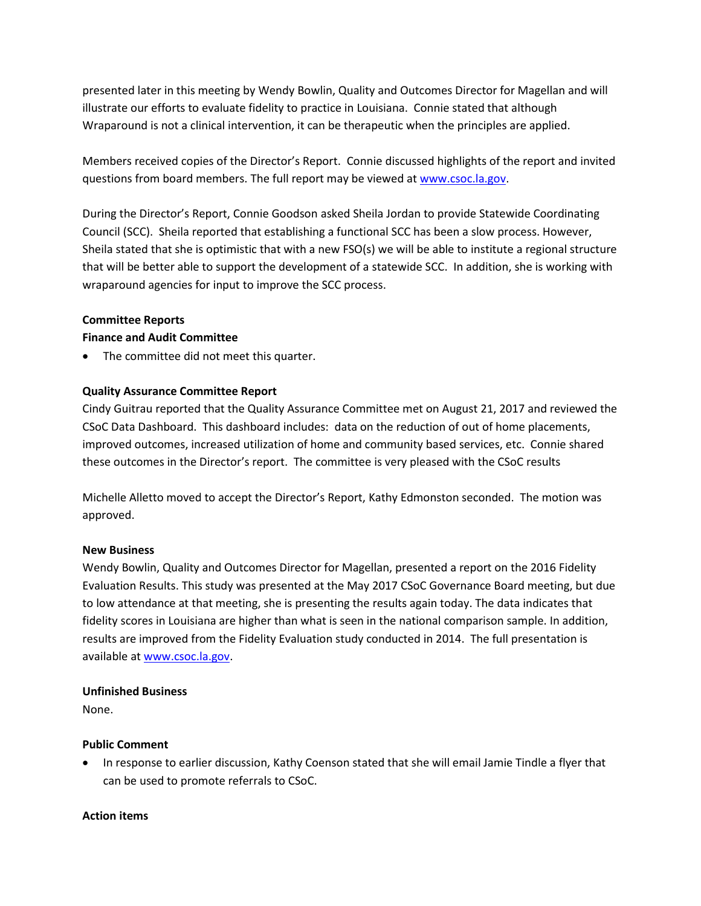presented later in this meeting by Wendy Bowlin, Quality and Outcomes Director for Magellan and will illustrate our efforts to evaluate fidelity to practice in Louisiana. Connie stated that although Wraparound is not a clinical intervention, it can be therapeutic when the principles are applied.

Members received copies of the Director's Report. Connie discussed highlights of the report and invited questions from board members. The full report may be viewed at www.csoc.la.gov.

During the Director's Report, Connie Goodson asked Sheila Jordan to provide Statewide Coordinating Council (SCC). Sheila reported that establishing a functional SCC has been a slow process. However, Sheila stated that she is optimistic that with a new FSO(s) we will be able to institute a regional structure that will be better able to support the development of a statewide SCC. In addition, she is working with wraparound agencies for input to improve the SCC process.

**Committee Reports**

**Finance and Audit Committee**

- The committee did not meet this quarter.

**Quality Assurance Committee Report**

Cindy Guitrau reported that the Quality Assurance Committee met on August 21, 2017 and reviewed the CSoC Data Dashboard. This dashboard includes: data on the reduction of out of home placements, improved outcomes, increased utilization of home and community based services, etc. Connie shared these outcomes in the Director's report. The committee is very pleased with the CSoC results

Michelle Alletto moved to accept the Director's Report, Kathy Edmonston seconded. The motion was approved.

**New Business**

Wendy Bowlin, Quality and Outcomes Director for Magellan, presented a report on the 2016 Fidelity Evaluation Results. This study was presented at the May 2017 CSoC Governance Board meeting, but due to low attendance at that meeting, she is presenting the results again today. The data indicates that fidelity scores in Louisiana are higher than what is seen in the national comparison sample. In addition, results are improved from the Fidelity Evaluation study conducted in 2014. The full presentation is available at www.csoc.la.gov.

**Unfinished Business**

None.

**Public Comment**

- In response to earlier discussion, Kathy Coenson stated that she will email Jamie Tindle a flyer that can be used to promote referrals to CSoC.

**Action items**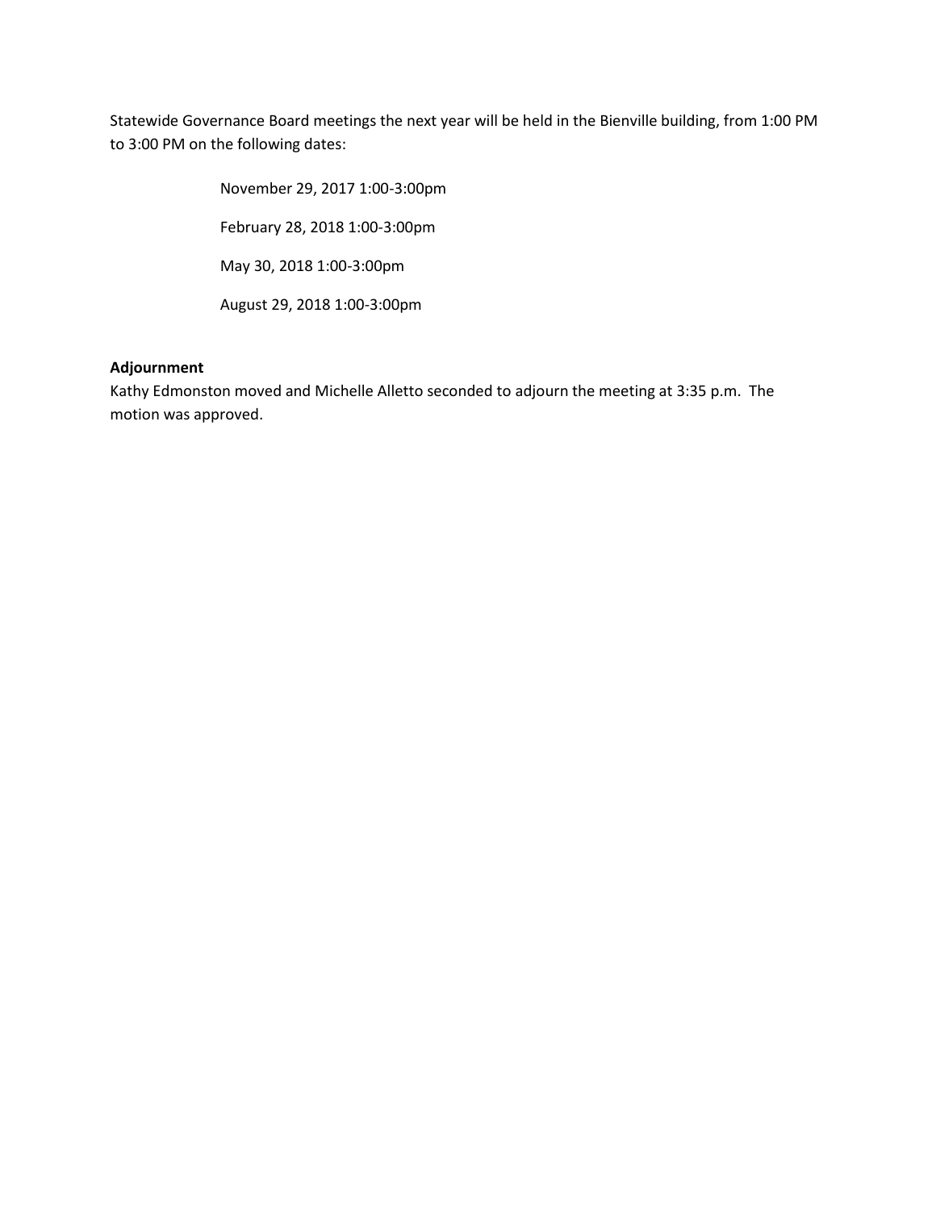Statewide Governance Board meetings the next year will be held in the Bienville building, from 1:00 PM to 3:00 PM on the following dates:

November 29, 2017 1:00-3:00pm

February 28, 2018 1:00-3:00pm

May 30, 2018 1:00-3:00pm

August 29, 2018 1:00-3:00pm

**Adjournment**

Kathy Edmonston moved and Michelle Alletto seconded to adjourn the meeting at 3:35 p.m. The motion was approved.